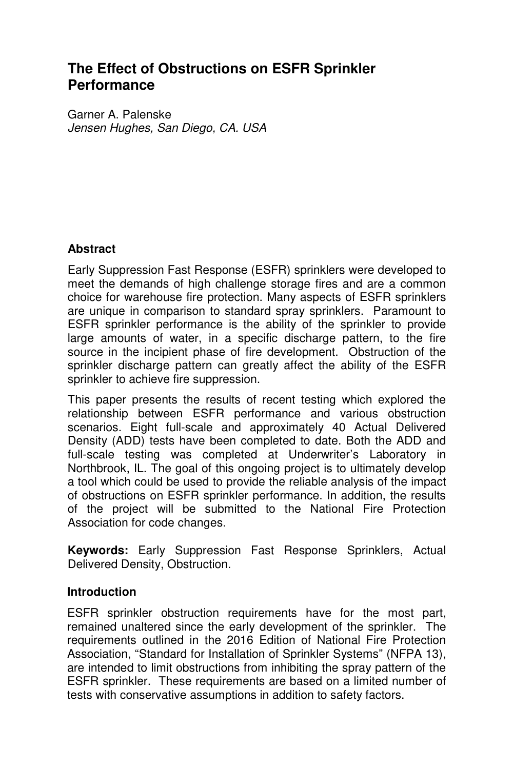# The Effect of Obstructions on ESFR Sprinkler Performance

Garner A. Palenske
*Jensen Hughes, San Diego, CA. USA*

## Abstract

Early Suppression Fast Response (ESFR) sprinklers were developed to meet the demands of high challenge storage fires and are a common choice for warehouse fire protection. Many aspects of ESFR sprinklers are unique in comparison to standard spray sprinklers. Paramount to ESFR sprinkler performance is the ability of the sprinkler to provide large amounts of water, in a specific discharge pattern, to the fire source in the incipient phase of fire development. Obstruction of the sprinkler discharge pattern can greatly affect the ability of the ESFR sprinkler to achieve fire suppression.

This paper presents the results of recent testing which explored the relationship between ESFR performance and various obstruction scenarios. Eight full-scale and approximately 40 Actual Delivered Density (ADD) tests have been completed to date. Both the ADD and full-scale testing was completed at Underwriter's Laboratory in Northbrook, IL. The goal of this ongoing project is to ultimately develop a tool which could be used to provide the reliable analysis of the impact of obstructions on ESFR sprinkler performance. In addition, the results of the project will be submitted to the National Fire Protection Association for code changes.

**Keywords:** Early Suppression Fast Response Sprinklers, Actual Delivered Density, Obstruction.

## Introduction

ESFR sprinkler obstruction requirements have for the most part, remained unaltered since the early development of the sprinkler. The requirements outlined in the 2016 Edition of National Fire Protection Association, "Standard for Installation of Sprinkler Systems" (NFPA 13), are intended to limit obstructions from inhibiting the spray pattern of the ESFR sprinkler. These requirements are based on a limited number of tests with conservative assumptions in addition to safety factors.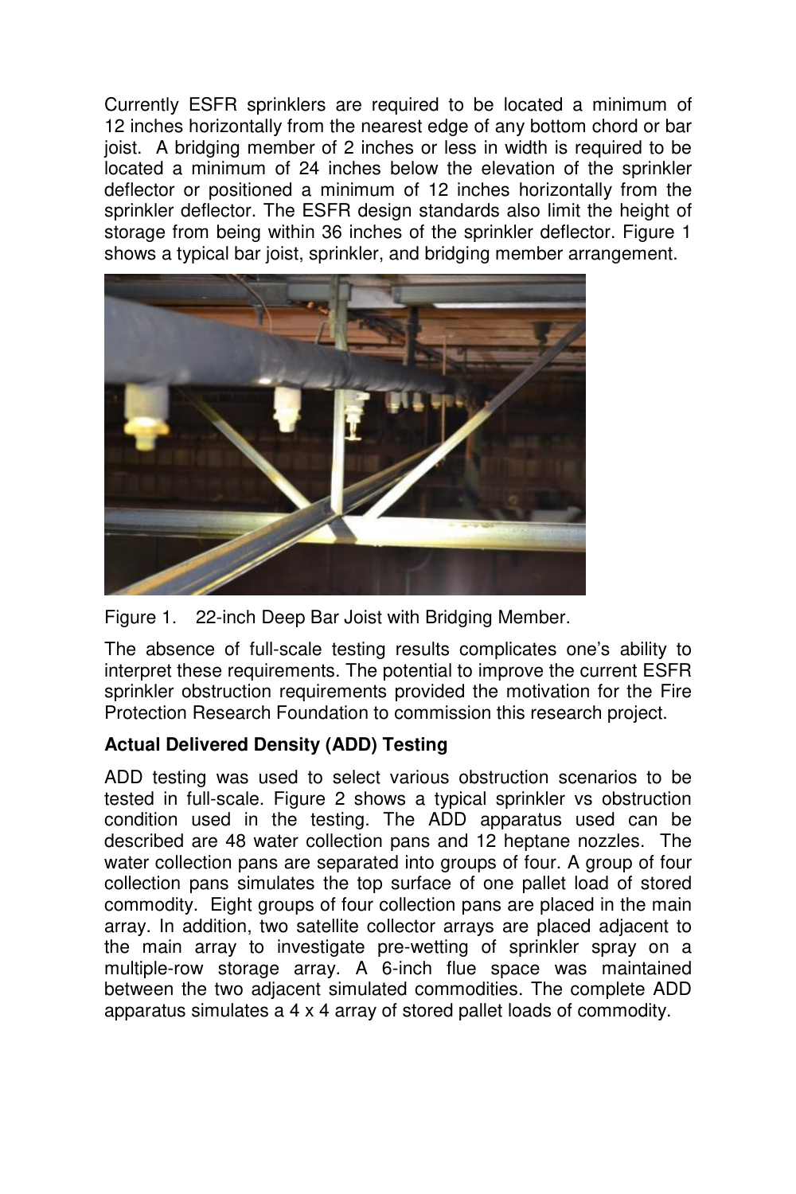Currently ESFR sprinklers are required to be located a minimum of 12 inches horizontally from the nearest edge of any bottom chord or bar joist. A bridging member of 2 inches or less in width is required to be located a minimum of 24 inches below the elevation of the sprinkler deflector or positioned a minimum of 12 inches horizontally from the sprinkler deflector. The ESFR design standards also limit the height of storage from being within 36 inches of the sprinkler deflector. Figure 1 shows a typical bar joist, sprinkler, and bridging member arrangement.

Figure 1. 22-inch Deep Bar Joist with Bridging Member.

The absence of full-scale testing results complicates one's ability to interpret these requirements. The potential to improve the current ESFR sprinkler obstruction requirements provided the motivation for the Fire Protection Research Foundation to commission this research project.

**Actual Delivered Density (ADD) Testing**

ADD testing was used to select various obstruction scenarios to be tested in full-scale. Figure 2 shows a typical sprinkler vs obstruction condition used in the testing. The ADD apparatus used can be described are 48 water collection pans and 12 heptane nozzles. The water collection pans are separated into groups of four. A group of four collection pans simulates the top surface of one pallet load of stored commodity. Eight groups of four collection pans are placed in the main array. In addition, two satellite collector arrays are placed adjacent to the main array to investigate pre-wetting of sprinkler spray on a multiple-row storage array. A 6-inch flue space was maintained between the two adjacent simulated commodities. The complete ADD apparatus simulates a 4 x 4 array of stored pallet loads of commodity.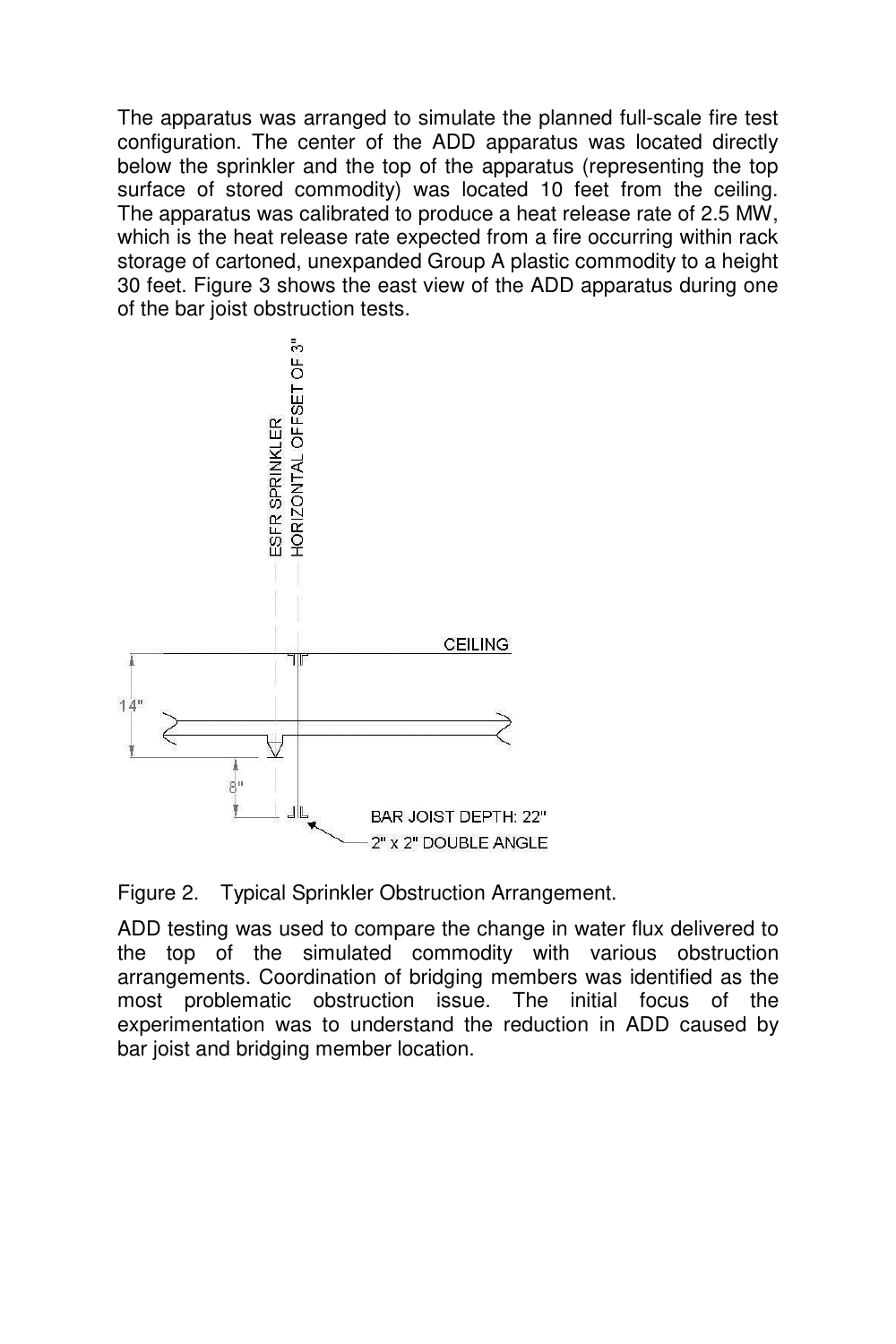The apparatus was arranged to simulate the planned full-scale fire test configuration. The center of the ADD apparatus was located directly below the sprinkler and the top of the apparatus (representing the top surface of stored commodity) was located 10 feet from the ceiling. The apparatus was calibrated to produce a heat release rate of 2.5 MW, which is the heat release rate expected from a fire occurring within rack storage of cartoned, unexpanded Group A plastic commodity to a height 30 feet. Figure 3 shows the east view of the ADD apparatus during one of the bar joist obstruction tests.

Figure 2. Typical Sprinkler Obstruction Arrangement.

ADD testing was used to compare the change in water flux delivered to the top of the simulated commodity with various obstruction arrangements. Coordination of bridging members was identified as the most problematic obstruction issue. The initial focus of the experimentation was to understand the reduction in ADD caused by bar joist and bridging member location.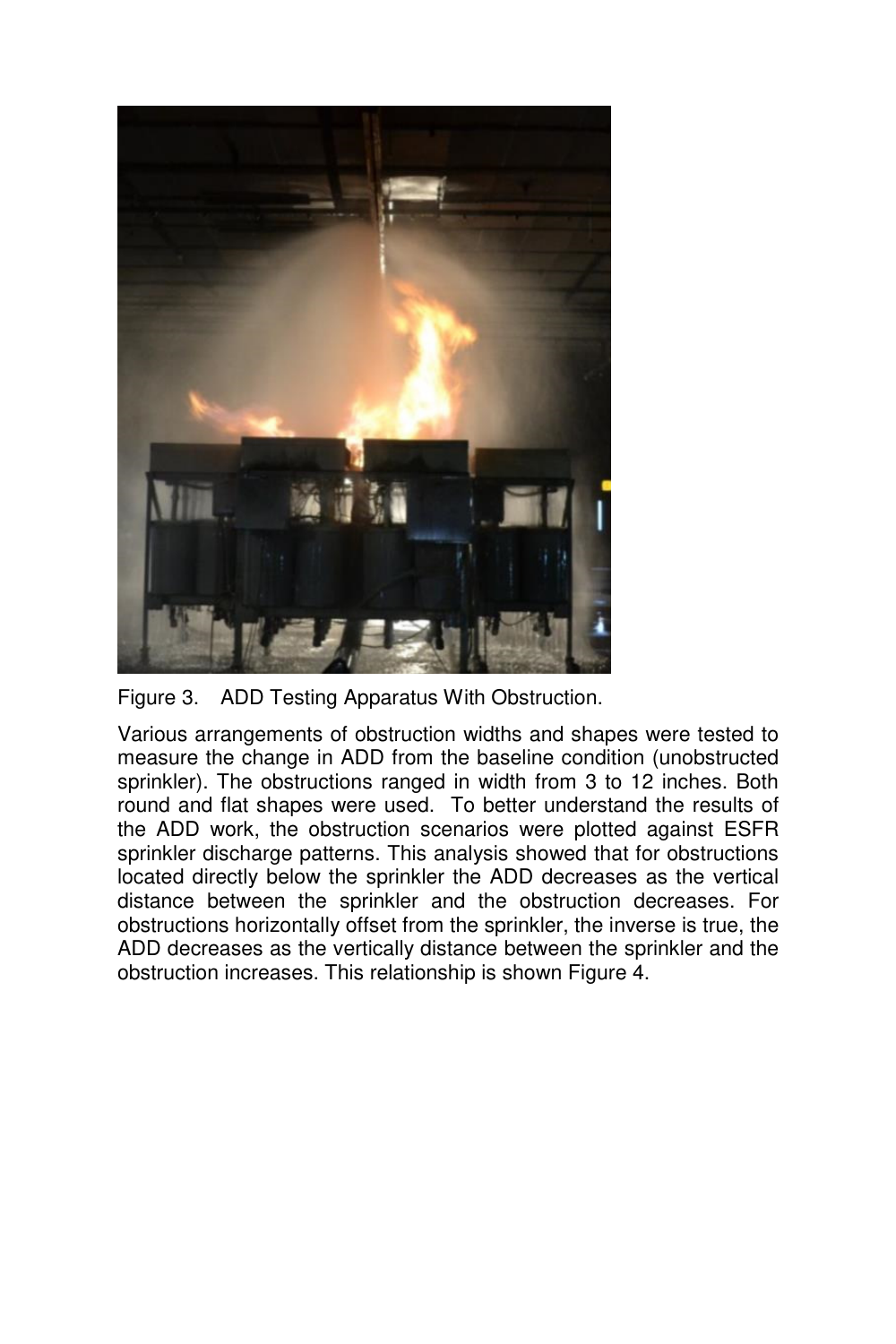Figure 3. ADD Testing Apparatus With Obstruction.

Various arrangements of obstruction widths and shapes were tested to measure the change in ADD from the baseline condition (unobstructed sprinkler). The obstructions ranged in width from 3 to 12 inches. Both round and flat shapes were used. To better understand the results of the ADD work, the obstruction scenarios were plotted against ESFR sprinkler discharge patterns. This analysis showed that for obstructions located directly below the sprinkler the ADD decreases as the vertical distance between the sprinkler and the obstruction decreases. For obstructions horizontally offset from the sprinkler, the inverse is true, the ADD decreases as the vertically distance between the sprinkler and the obstruction increases. This relationship is shown Figure 4.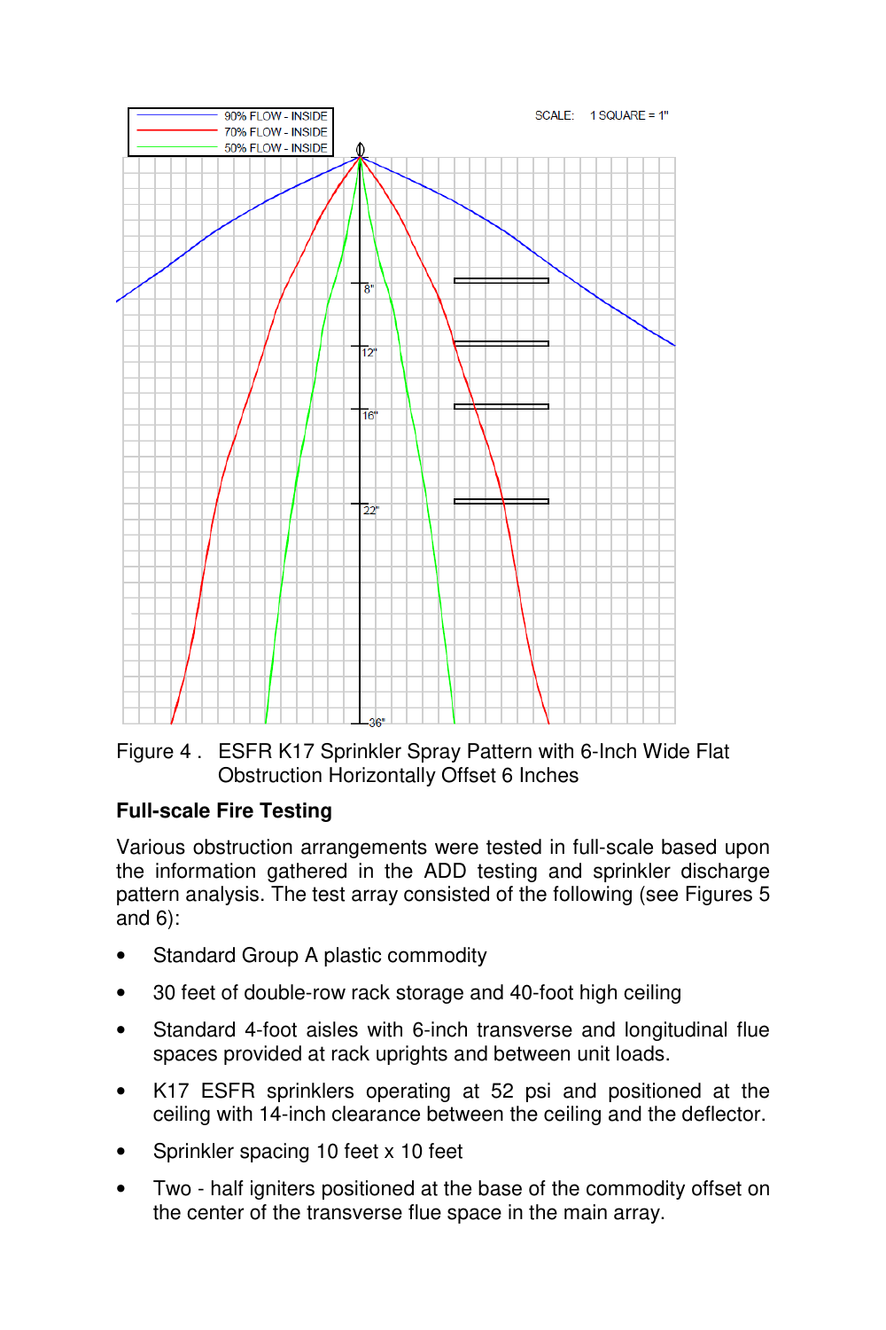Figure 4 . ESFR K17 Sprinkler Spray Pattern with 6-Inch Wide Flat Obstruction Horizontally Offset 6 Inches

**Full-scale Fire Testing**

Various obstruction arrangements were tested in full-scale based upon the information gathered in the ADD testing and sprinkler discharge pattern analysis. The test array consisted of the following (see Figures 5 and 6):

- Standard Group A plastic commodity
- 30 feet of double-row rack storage and 40-foot high ceiling
- Standard 4-foot aisles with 6-inch transverse and longitudinal flue spaces provided at rack uprights and between unit loads.
- K17 ESFR sprinklers operating at 52 psi and positioned at the ceiling with 14-inch clearance between the ceiling and the deflector.
- Sprinkler spacing 10 feet x 10 feet
- Two - half igniters positioned at the base of the commodity offset on the center of the transverse flue space in the main array.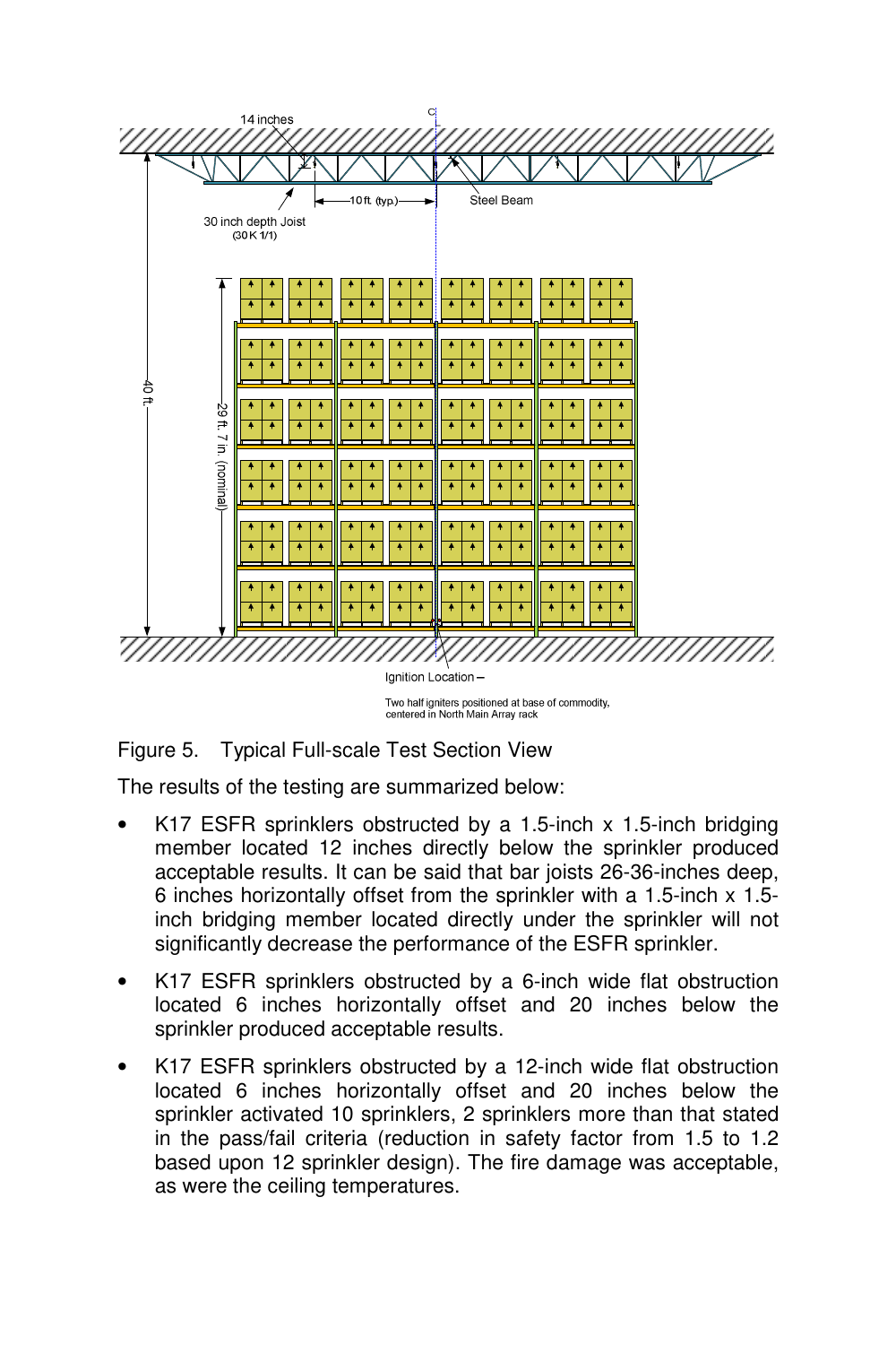Figure 5. Typical Full-scale Test Section View

The results of the testing are summarized below:

- K17 ESFR sprinklers obstructed by a 1.5-inch x 1.5-inch bridging member located 12 inches directly below the sprinkler produced acceptable results. It can be said that bar joists 26-36-inches deep, 6 inches horizontally offset from the sprinkler with a 1.5-inch x 1.5-inch bridging member located directly under the sprinkler will not significantly decrease the performance of the ESFR sprinkler.
- K17 ESFR sprinklers obstructed by a 6-inch wide flat obstruction located 6 inches horizontally offset and 20 inches below the sprinkler produced acceptable results.
- K17 ESFR sprinklers obstructed by a 12-inch wide flat obstruction located 6 inches horizontally offset and 20 inches below the sprinkler activated 10 sprinklers, 2 sprinklers more than that stated in the pass/fail criteria (reduction in safety factor from 1.5 to 1.2 based upon 12 sprinkler design). The fire damage was acceptable, as were the ceiling temperatures.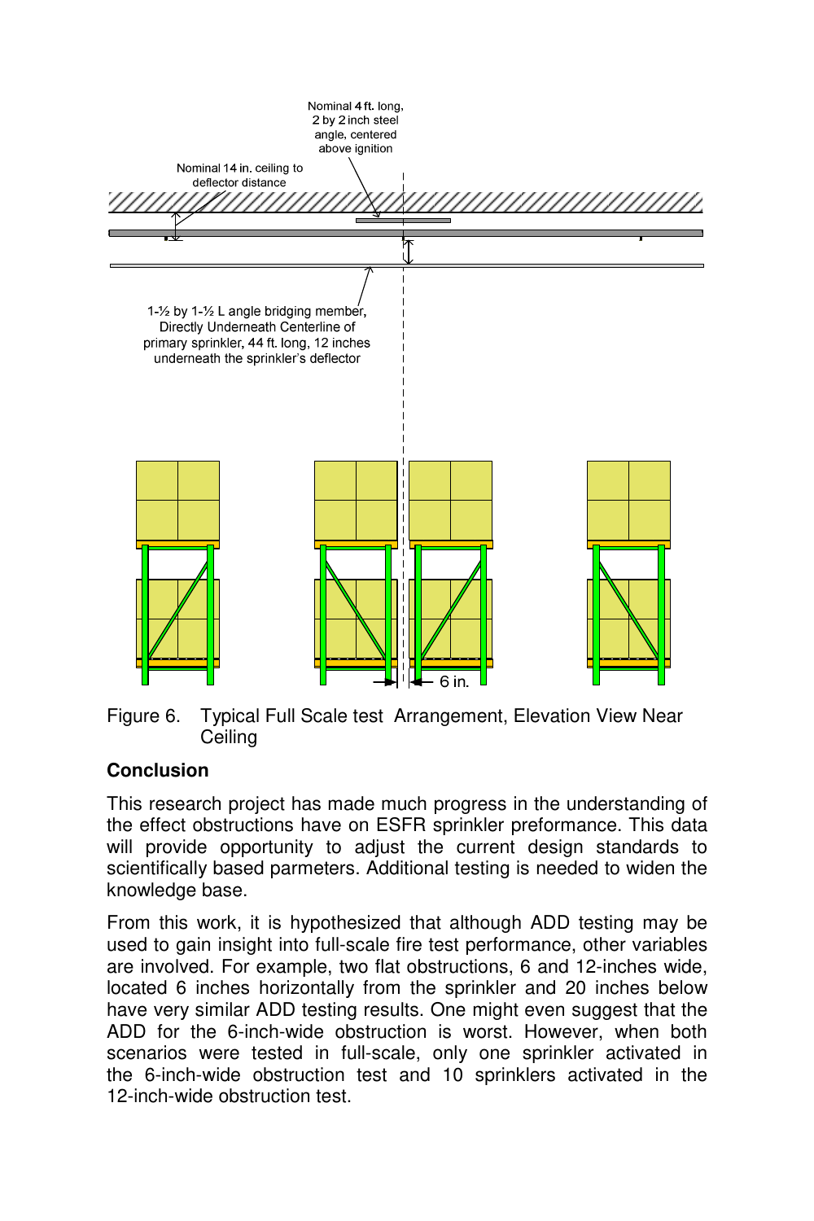Nominal 4 ft. long, 2 by 2 inch steel angle, centered above ignition

Nominal 14 in. ceiling to deflector distance

1-½ by 1-½ L angle bridging member, Directly Underneath Centerline of primary sprinkler, 44 ft. long, 12 inches underneath the sprinkler's deflector

6 in.

Figure 6. Typical Full Scale test Arrangement, Elevation View Near Ceiling

**Conclusion**

This research project has made much progress in the understanding of the effect obstructions have on ESFR sprinkler preformance. This data will provide opportunity to adjust the current design standards to scientifically based parmeters. Additional testing is needed to widen the knowledge base.

From this work, it is hypothesized that although ADD testing may be used to gain insight into full-scale fire test performance, other variables are involved. For example, two flat obstructions, 6 and 12-inches wide, located 6 inches horizontally from the sprinkler and 20 inches below have very similar ADD testing results. One might even suggest that the ADD for the 6-inch-wide obstruction is worst. However, when both scenarios were tested in full-scale, only one sprinkler activated in the 6-inch-wide obstruction test and 10 sprinklers activated in the 12-inch-wide obstruction test.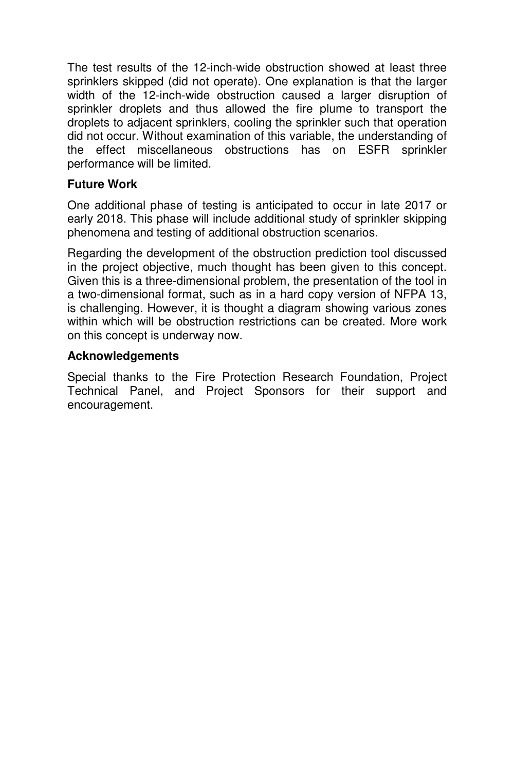The test results of the 12-inch-wide obstruction showed at least three sprinklers skipped (did not operate). One explanation is that the larger width of the 12-inch-wide obstruction caused a larger disruption of sprinkler droplets and thus allowed the fire plume to transport the droplets to adjacent sprinklers, cooling the sprinkler such that operation did not occur. Without examination of this variable, the understanding of the effect miscellaneous obstructions has on ESFR sprinkler performance will be limited.

**Future Work**

One additional phase of testing is anticipated to occur in late 2017 or early 2018. This phase will include additional study of sprinkler skipping phenomena and testing of additional obstruction scenarios.

Regarding the development of the obstruction prediction tool discussed in the project objective, much thought has been given to this concept. Given this is a three-dimensional problem, the presentation of the tool in a two-dimensional format, such as in a hard copy version of NFPA 13, is challenging. However, it is thought a diagram showing various zones within which will be obstruction restrictions can be created. More work on this concept is underway now.

**Acknowledgements**

Special thanks to the Fire Protection Research Foundation, Project Technical Panel, and Project Sponsors for their support and encouragement.